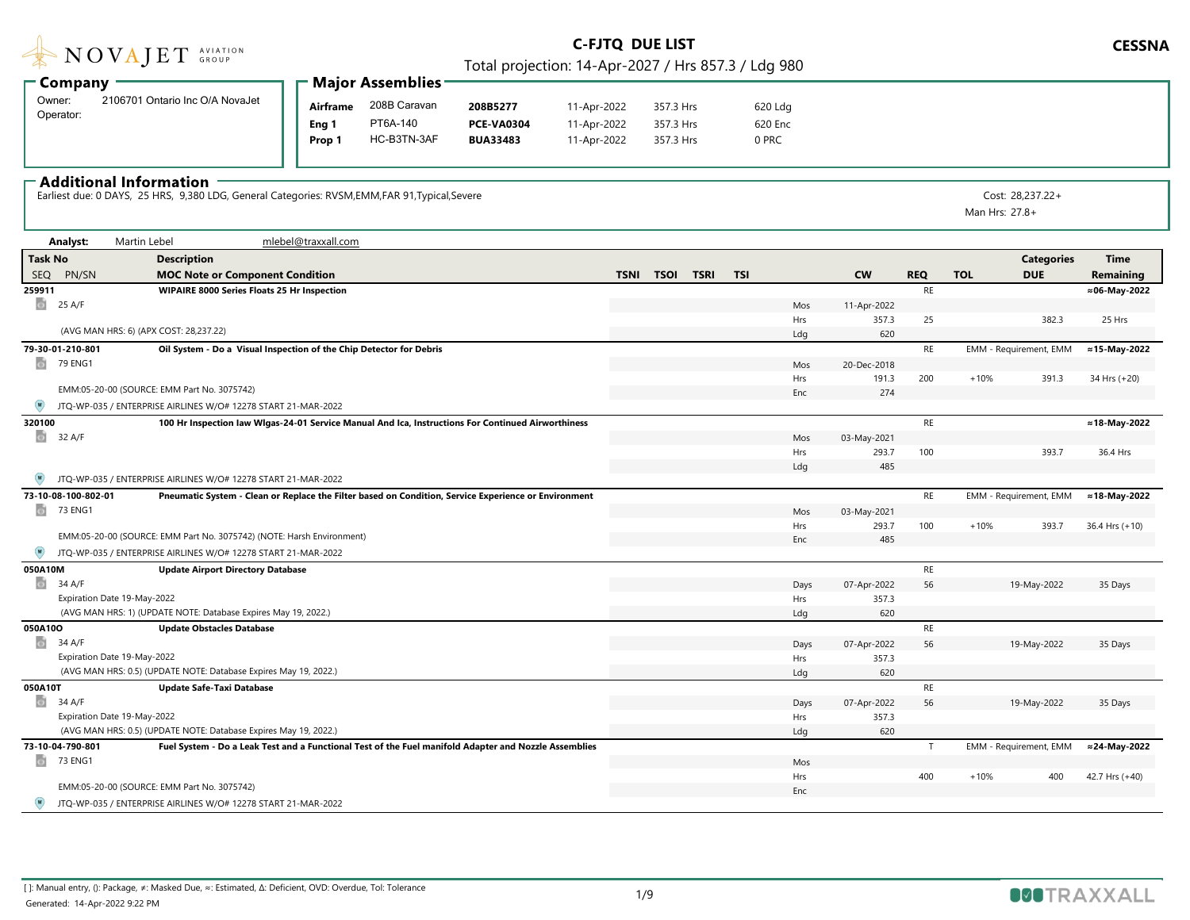# C-FJTQ DUE LIST

Total projection: 14-Apr-2027 / Hrs 857.3 / Ldg 980

CESSNA

## Company

Owner: 2106701 Ontario Inc O/A NovaJet
Operator:

## Major Assemblies

| | | | | | |
|---|---|---|---|---|---|
| **Airframe** | 208B Caravan | **208B5277** | 11-Apr-2022 | 357.3 Hrs | 620 Ldg |
| **Eng 1** | PT6A-140 | **PCE-VA0304** | 11-Apr-2022 | 357.3 Hrs | 620 Enc |
| **Prop 1** | HC-B3TN-3AF | **BUA33483** | 11-Apr-2022 | 357.3 Hrs | 0 PRC |

## Additional Information

Earliest due: 0 DAYS, 25 HRS, 9,380 LDG, General Categories: RVSM,EMM,FAR 91,Typical,Severe

Cost: 28,237.22+
Man Hrs: 27.8+

**Analyst:** Martin Lebel mlebel@traxxall.com

| Task No / SEQ PN/SN | Description / MOC Note or Component Condition | TSNI | TSOI | TSRI | TSI | | CW | REQ | TOL | Categories / DUE | Time Remaining |
|---|---|---|---|---|---|---|---|---|---|---|---|
| **259911** | **WIPAIRE 8000 Series Floats 25 Hr Inspection** | | | | | | | RE | | | **≈06-May-2022** |
| 25 A/F | | | | | | Mos | 11-Apr-2022 | | | | |
| | | | | | | Hrs | 357.3 | 25 | | 382.3 | 25 Hrs |
| | (AVG MAN HRS: 6) (APX COST: 28,237.22) | | | | | Ldg | 620 | | | | |
| **79-30-01-210-801** | **Oil System - Do a Visual Inspection of the Chip Detector for Debris** | | | | | | | RE | | EMM - Requirement, EMM | **≈15-May-2022** |
| 79 ENG1 | | | | | | Mos | 20-Dec-2018 | | | | |
| | | | | | | Hrs | 191.3 | 200 | +10% | 391.3 | 34 Hrs (+20) |
| | EMM:05-20-00 (SOURCE: EMM Part No. 3075742) | | | | | Enc | 274 | | | | |
| | JTQ-WP-035 / ENTERPRISE AIRLINES W/O# 12278 START 21-MAR-2022 | | | | | | | | | | |
| **320100** | **100 Hr Inspection Iaw Wlgas-24-01 Service Manual And Ica, Instructions For Continued Airworthiness** | | | | | | | RE | | | **≈18-May-2022** |
| 32 A/F | | | | | | Mos | 03-May-2021 | | | | |
| | | | | | | Hrs | 293.7 | 100 | | 393.7 | 36.4 Hrs |
| | | | | | | Ldg | 485 | | | | |
| | JTQ-WP-035 / ENTERPRISE AIRLINES W/O# 12278 START 21-MAR-2022 | | | | | | | | | | |
| **73-10-08-100-802-01** | **Pneumatic System - Clean or Replace the Filter based on Condition, Service Experience or Environment** | | | | | | | RE | | EMM - Requirement, EMM | **≈18-May-2022** |
| 73 ENG1 | | | | | | Mos | 03-May-2021 | | | | |
| | | | | | | Hrs | 293.7 | 100 | +10% | 393.7 | 36.4 Hrs (+10) |
| | EMM:05-20-00 (SOURCE: EMM Part No. 3075742) (NOTE: Harsh Environment) | | | | | Enc | 485 | | | | |
| | JTQ-WP-035 / ENTERPRISE AIRLINES W/O# 12278 START 21-MAR-2022 | | | | | | | | | | |
| **050A10M** | **Update Airport Directory Database** | | | | | | | RE | | | |
| 34 A/F | | | | | | Days | 07-Apr-2022 | 56 | | 19-May-2022 | 35 Days |
| | Expiration Date 19-May-2022 | | | | | Hrs | 357.3 | | | | |
| | (AVG MAN HRS: 1) (UPDATE NOTE: Database Expires May 19, 2022.) | | | | | Ldg | 620 | | | | |
| **050A10O** | **Update Obstacles Database** | | | | | | | RE | | | |
| 34 A/F | | | | | | Days | 07-Apr-2022 | 56 | | 19-May-2022 | 35 Days |
| | Expiration Date 19-May-2022 | | | | | Hrs | 357.3 | | | | |
| | (AVG MAN HRS: 0.5) (UPDATE NOTE: Database Expires May 19, 2022.) | | | | | Ldg | 620 | | | | |
| **050A10T** | **Update Safe-Taxi Database** | | | | | | | RE | | | |
| 34 A/F | | | | | | Days | 07-Apr-2022 | 56 | | 19-May-2022 | 35 Days |
| | Expiration Date 19-May-2022 | | | | | Hrs | 357.3 | | | | |
| | (AVG MAN HRS: 0.5) (UPDATE NOTE: Database Expires May 19, 2022.) | | | | | Ldg | 620 | | | | |
| **73-10-04-790-801** | **Fuel System - Do a Leak Test and a Functional Test of the Fuel manifold Adapter and Nozzle Assemblies** | | | | | | | T | | EMM - Requirement, EMM | **≈24-May-2022** |
| 73 ENG1 | | | | | | Mos | | | | | |
| | | | | | | Hrs | | 400 | +10% | 400 | 42.7 Hrs (+40) |
| | EMM:05-20-00 (SOURCE: EMM Part No. 3075742) | | | | | Enc | | | | | |
| | JTQ-WP-035 / ENTERPRISE AIRLINES W/O# 12278 START 21-MAR-2022 | | | | | | | | | | |

[ ]: Manual entry, (): Package, ≠: Masked Due, ≈: Estimated, Δ: Deficient, OVD: Overdue, Tol: Tolerance

Generated: 14-Apr-2022 9:22 PM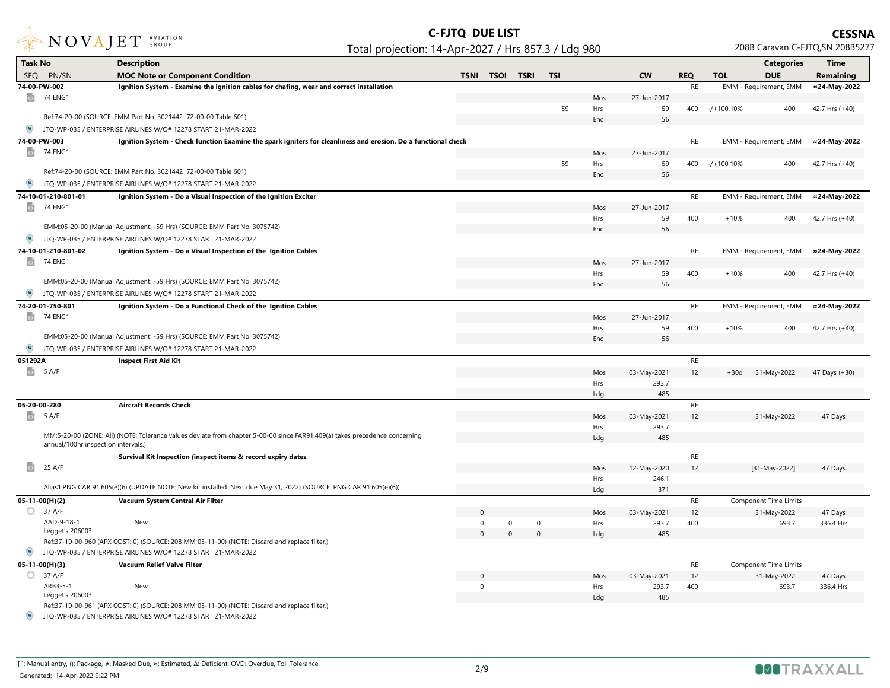# C-FJTQ DUE LIST

Total projection: 14-Apr-2027 / Hrs 857.3 / Ldg 980

**CESSNA**
208B Caravan C-FJTQ,SN 208B5277

| Task No / SEQ PN/SN | Description / MOC Note or Component Condition | TSNI | TSOI | TSRI | TSI | | CW | REQ | TOL | Categories / DUE | Time Remaining |
|---|---|---|---|---|---|---|---|---|---|---|---|
| **74-00-PW-002** | **Ignition System - Examine the ignition cables for chafing, wear and correct installation** | | | | | | | RE | | EMM - Requirement, EMM | **≈24-May-2022** |
| 74 ENG1 | | | | | | Mos | 27-Jun-2017 | | | | |
| | | | | | 59 | Hrs | 59 | 400 | -/+100,10% | 400 | 42.7 Hrs (+40) |
| | Ref:74-20-00 (SOURCE: EMM Part No. 3021442 72-00-00 Table 601) | | | | | Enc | 56 | | | | |
| | JTQ-WP-035 / ENTERPRISE AIRLINES W/O# 12278 START 21-MAR-2022 | | | | | | | | | | |
| **74-00-PW-003** | **Ignition System - Check function Examine the spark igniters for cleanliness and erosion. Do a functional check** | | | | | | | RE | | EMM - Requirement, EMM | **≈24-May-2022** |
| 74 ENG1 | | | | | | Mos | 27-Jun-2017 | | | | |
| | | | | | 59 | Hrs | 59 | 400 | -/+100,10% | 400 | 42.7 Hrs (+40) |
| | Ref:74-20-00 (SOURCE: EMM Part No. 3021442 72-00-00 Table 601) | | | | | Enc | 56 | | | | |
| | JTQ-WP-035 / ENTERPRISE AIRLINES W/O# 12278 START 21-MAR-2022 | | | | | | | | | | |
| **74-10-01-210-801-01** | **Ignition System - Do a Visual Inspection of the Ignition Exciter** | | | | | | | RE | | EMM - Requirement, EMM | **≈24-May-2022** |
| 74 ENG1 | | | | | | Mos | 27-Jun-2017 | | | | |
| | | | | | | Hrs | 59 | 400 | +10% | 400 | 42.7 Hrs (+40) |
| | EMM:05-20-00 (Manual Adjustment: -59 Hrs) (SOURCE: EMM Part No. 3075742) | | | | | Enc | 56 | | | | |
| | JTQ-WP-035 / ENTERPRISE AIRLINES W/O# 12278 START 21-MAR-2022 | | | | | | | | | | |
| **74-10-01-210-801-02** | **Ignition System - Do a Visual Inspection of the Ignition Cables** | | | | | | | RE | | EMM - Requirement, EMM | **≈24-May-2022** |
| 74 ENG1 | | | | | | Mos | 27-Jun-2017 | | | | |
| | | | | | | Hrs | 59 | 400 | +10% | 400 | 42.7 Hrs (+40) |
| | EMM:05-20-00 (Manual Adjustment: -59 Hrs) (SOURCE: EMM Part No. 3075742) | | | | | Enc | 56 | | | | |
| | JTQ-WP-035 / ENTERPRISE AIRLINES W/O# 12278 START 21-MAR-2022 | | | | | | | | | | |
| **74-20-01-750-801** | **Ignition System - Do a Functional Check of the Ignition Cables** | | | | | | | RE | | EMM - Requirement, EMM | **≈24-May-2022** |
| 74 ENG1 | | | | | | Mos | 27-Jun-2017 | | | | |
| | | | | | | Hrs | 59 | 400 | +10% | 400 | 42.7 Hrs (+40) |
| | EMM:05-20-00 (Manual Adjustment: -59 Hrs) (SOURCE: EMM Part No. 3075742) | | | | | Enc | 56 | | | | |
| | JTQ-WP-035 / ENTERPRISE AIRLINES W/O# 12278 START 21-MAR-2022 | | | | | | | | | | |
| **051292A** | **Inspect First Aid Kit** | | | | | | | RE | | | |
| 5 A/F | | | | | | Mos | 03-May-2021 | 12 | +30d | 31-May-2022 | 47 Days (+30) |
| | | | | | | Hrs | 293.7 | | | | |
| | | | | | | Ldg | 485 | | | | |
| **05-20-00-280** | **Aircraft Records Check** | | | | | | | RE | | | |
| 5 A/F | | | | | | Mos | 03-May-2021 | 12 | | 31-May-2022 | 47 Days |
| | | | | | | Hrs | 293.7 | | | | |
| | MM:5-20-00 (ZONE: All) (NOTE: Tolerance values deviate from chapter 5-00-00 since FAR91.409(a) takes precedence concerning annual/100hr inspection intervals.) | | | | | Ldg | 485 | | | | |
| | **Survival Kit Inspection (inspect items & record expiry dates** | | | | | | | RE | | | |
| 25 A/F | | | | | | Mos | 12-May-2020 | 12 | | [31-May-2022] | 47 Days |
| | | | | | | Hrs | 246.1 | | | | |
| | Alias1:PNG CAR 91.605(e)(6) (UPDATE NOTE: New kit installed. Next due May 31, 2022) (SOURCE: PNG CAR 91.605(e)(6)) | | | | | Ldg | 371 | | | | |
| **05-11-00(H)(2)** | **Vacuum System Central Air Filter** | | | | | | | RE | | Component Time Limits | |
| 37 A/F | | 0 | | | | Mos | 03-May-2021 | 12 | | 31-May-2022 | 47 Days |
| AAD-9-18-1 | New | 0 | 0 | 0 | | Hrs | 293.7 | 400 | | 693.7 | 336.4 Hrs |
| Legget's 206003 | | 0 | 0 | 0 | | Ldg | 485 | | | | |
| | Ref:37-10-00-960 (APX COST: 0) (SOURCE: 208 MM 05-11-00) (NOTE: Discard and replace filter.) | | | | | | | | | | |
| | JTQ-WP-035 / ENTERPRISE AIRLINES W/O# 12278 START 21-MAR-2022 | | | | | | | | | | |
| **05-11-00(H)(3)** | **Vacuum Relief Valve Filter** | | | | | | | RE | | Component Time Limits | |
| 37 A/F | | 0 | | | | Mos | 03-May-2021 | 12 | | 31-May-2022 | 47 Days |
| ARB3-5-1 | New | 0 | | | | Hrs | 293.7 | 400 | | 693.7 | 336.4 Hrs |
| Legget's 206003 | | | | | | Ldg | 485 | | | | |
| | Ref:37-10-00-961 (APX COST: 0) (SOURCE: 208 MM 05-11-00) (NOTE: Discard and replace filter.) | | | | | | | | | | |
| | JTQ-WP-035 / ENTERPRISE AIRLINES W/O# 12278 START 21-MAR-2022 | | | | | | | | | | |

[ ]: Manual entry, (): Package, ≠: Masked Due, ≈: Estimated, Δ: Deficient, OVD: Overdue, Tol: Tolerance

Generated: 14-Apr-2022 9:22 PM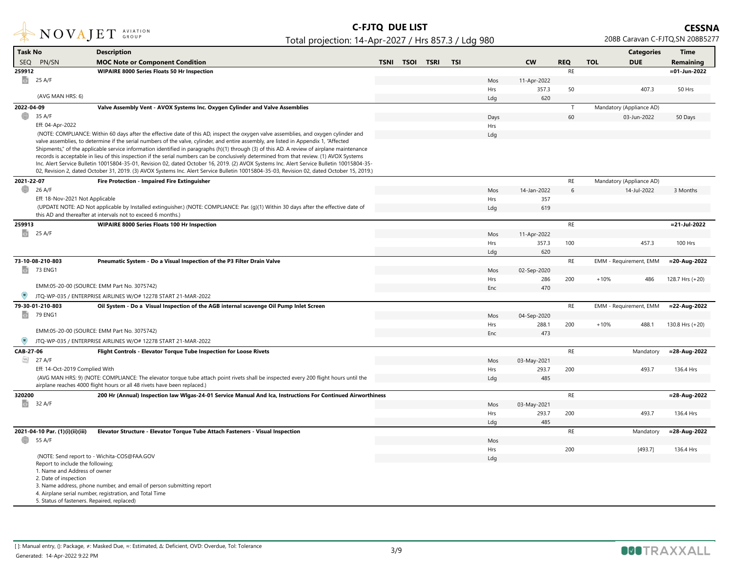# C-FJTQ DUE LIST

Total projection: 14-Apr-2027 / Hrs 857.3 / Ldg 980

**CESSNA**
208B Caravan C-FJTQ,SN 208B5277

| Task No / SEQ PN/SN | Description / MOC Note or Component Condition | TSNI | TSOI | TSRI | TSI | | CW | REQ | TOL | Categories / DUE | Time Remaining |
|---|---|---|---|---|---|---|---|---|---|---|---|
| **259912** | **WIPAIRE 8000 Series Floats 50 Hr Inspection** | | | | | | | RE | | | ≈01-Jun-2022 |
| 25 A/F | | | | | | Mos | 11-Apr-2022 | | | | |
| | | | | | | Hrs | 357.3 | 50 | | 407.3 | 50 Hrs |
| (AVG MAN HRS: 6) | | | | | | Ldg | 620 | | | | |
| **2022-04-09** | **Valve Assembly Vent - AVOX Systems Inc. Oxygen Cylinder and Valve Assemblies** | | | | | | | T | | Mandatory (Appliance AD) | |
| 35 A/F | | | | | | Days | | 60 | | 03-Jun-2022 | 50 Days |
| Eff: 04-Apr-2022 | | | | | | Hrs | | | | | |
| | (NOTE: COMPLIANCE: Within 60 days after the effective date of this AD, inspect the oxygen valve assemblies, and oxygen cylinder and valve assemblies, to determine if the serial numbers of the valve, cylinder, and entire assembly, are listed in Appendix 1, "Affected Shipments," of the applicable service information identified in paragraphs (h)(1) through (3) of this AD. A review of airplane maintenance records is acceptable in lieu of this inspection if the serial numbers can be conclusively determined from that review. (1) AVOX Systems Inc. Alert Service Bulletin 10015804-35-01, Revision 02, dated October 16, 2019. (2) AVOX Systems Inc. Alert Service Bulletin 10015804-35-02, Revision 2, dated October 31, 2019. (3) AVOX Systems Inc. Alert Service Bulletin 10015804-35-03, Revision 02, dated October 15, 2019.) | | | | | Ldg | | | | | |
| **2021-22-07** | **Fire Protection - Impaired Fire Extinguisher** | | | | | | | RE | | Mandatory (Appliance AD) | |
| 26 A/F | | | | | | Mos | 14-Jan-2022 | 6 | | 14-Jul-2022 | 3 Months |
| Eff: 18-Nov-2021 Not Applicable | | | | | | Hrs | 357 | | | | |
| | (UPDATE NOTE: AD Not applicable by Installed extinguisher.) (NOTE: COMPLIANCE: Par. (g)(1) Within 30 days after the effective date of this AD and thereafter at intervals not to exceed 6 months.) | | | | | Ldg | 619 | | | | |
| **259913** | **WIPAIRE 8000 Series Floats 100 Hr Inspection** | | | | | | | RE | | | ≈21-Jul-2022 |
| 25 A/F | | | | | | Mos | 11-Apr-2022 | | | | |
| | | | | | | Hrs | 357.3 | 100 | | 457.3 | 100 Hrs |
| | | | | | | Ldg | 620 | | | | |
| **73-10-08-210-803** | **Pneumatic System - Do a Visual Inspection of the P3 Filter Drain Valve** | | | | | | | RE | | EMM - Requirement, EMM | ≈20-Aug-2022 |
| 73 ENG1 | | | | | | Mos | 02-Sep-2020 | | | | |
| | | | | | | Hrs | 286 | 200 | +10% | 486 | 128.7 Hrs (+20) |
| | EMM:05-20-00 (SOURCE: EMM Part No. 3075742) | | | | | Enc | 470 | | | | |
| | JTQ-WP-035 / ENTERPRISE AIRLINES W/O# 12278 START 21-MAR-2022 | | | | | | | | | | |
| **79-30-01-210-803** | **Oil System - Do a Visual Inspection of the AGB internal scavenge Oil Pump Inlet Screen** | | | | | | | RE | | EMM - Requirement, EMM | ≈22-Aug-2022 |
| 79 ENG1 | | | | | | Mos | 04-Sep-2020 | | | | |
| | | | | | | Hrs | 288.1 | 200 | +10% | 488.1 | 130.8 Hrs (+20) |
| | EMM:05-20-00 (SOURCE: EMM Part No. 3075742) | | | | | Enc | 473 | | | | |
| | JTQ-WP-035 / ENTERPRISE AIRLINES W/O# 12278 START 21-MAR-2022 | | | | | | | | | | |
| **CAB-27-06** | **Flight Controls - Elevator Torque Tube Inspection for Loose Rivets** | | | | | | | RE | | Mandatory | ≈28-Aug-2022 |
| 27 A/F | | | | | | Mos | 03-May-2021 | | | | |
| Eff: 14-Oct-2019 Complied With | | | | | | Hrs | 293.7 | 200 | | 493.7 | 136.4 Hrs |
| | (AVG MAN HRS: 9) (NOTE: COMPLIANCE: The elevator torque tube attach point rivets shall be inspected every 200 flight hours until the airplane reaches 4000 flight hours or all 48 rivets have been replaced.) | | | | | Ldg | 485 | | | | |
| **320200** | **200 Hr (Annual) Inspection Iaw Wlgas-24-01 Service Manual And Ica, Instructions For Continued Airworthiness** | | | | | | | RE | | | ≈28-Aug-2022 |
| 32 A/F | | | | | | Mos | 03-May-2021 | | | | |
| | | | | | | Hrs | 293.7 | 200 | | 493.7 | 136.4 Hrs |
| | | | | | | Ldg | 485 | | | | |
| **2021-04-10 Par. (1)(i)(ii)(iii)** | **Elevator Structure - Elevator Torque Tube Attach Fasteners - Visual Inspection** | | | | | | | RE | | Mandatory | ≈28-Aug-2022 |
| 55 A/F | | | | | | Mos | | | | | |
| | | | | | | Hrs | | 200 | | [493.7] | 136.4 Hrs |
| | (NOTE: Send report to - Wichita-COS@FAA.GOV Report to include the following; 1. Name and Address of owner 2. Date of inspection 3. Name address, phone number, and email of person submitting report 4. Airplane serial number, registration, and Total Time 5. Status of fasteners. Repaired, replaced) | | | | | Ldg | | | | | |

[ ]: Manual entry, (): Package, ≠: Masked Due, ≈: Estimated, Δ: Deficient, OVD: Overdue, Tol: Tolerance
Generated: 14-Apr-2022 9:22 PM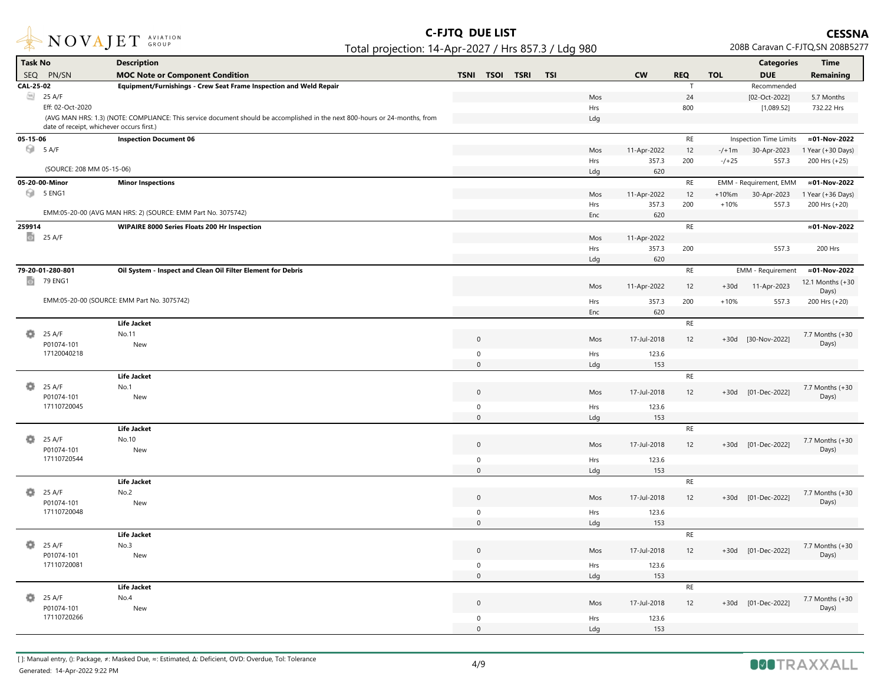# C-FJTQ DUE LIST

Total projection: 14-Apr-2027 / Hrs 857.3 / Ldg 980

**CESSNA** 208B Caravan C-FJTQ,SN 208B5277

| Task No / SEQ PN/SN | Description / MOC Note or Component Condition | TSNI | TSOI | TSRI | TSI | | CW | REQ | TOL | Categories / DUE | Time Remaining |
|---|---|---|---|---|---|---|---|---|---|---|---|
| **CAL-25-02** | **Equipment/Furnishings - Crew Seat Frame Inspection and Weld Repair** | | | | | | | T | | Recommended | |
| 25 A/F | | | | | | Mos | | 24 | | [02-Oct-2022] | 5.7 Months |
| Eff: 02-Oct-2020 | | | | | | Hrs | | 800 | | [1,089.52] | 732.22 Hrs |
| (AVG MAN HRS: 1.3) (NOTE: COMPLIANCE: This service document should be accomplished in the next 800-hours or 24-months, from date of receipt, whichever occurs first.) | | | | | | Ldg | | | | | |
| **05-15-06** | **Inspection Document 06** | | | | | | | RE | | Inspection Time Limits | ≈01-Nov-2022 |
| 5 A/F | | | | | | Mos | 11-Apr-2022 | 12 | -/+1m | 30-Apr-2023 | 1 Year (+30 Days) |
| | | | | | | Hrs | 357.3 | 200 | -/+25 | 557.3 | 200 Hrs (+25) |
| (SOURCE: 208 MM 05-15-06) | | | | | | Ldg | 620 | | | | |
| **05-20-00-Minor** | **Minor Inspections** | | | | | | | RE | | EMM - Requirement, EMM | ≈01-Nov-2022 |
| 5 ENG1 | | | | | | Mos | 11-Apr-2022 | 12 | +10%m | 30-Apr-2023 | 1 Year (+36 Days) |
| | | | | | | Hrs | 357.3 | 200 | +10% | 557.3 | 200 Hrs (+20) |
| EMM:05-20-00 (AVG MAN HRS: 2) (SOURCE: EMM Part No. 3075742) | | | | | | Enc | 620 | | | | |
| **259914** | **WIPAIRE 8000 Series Floats 200 Hr Inspection** | | | | | | | RE | | | ≈01-Nov-2022 |
| 25 A/F | | | | | | Mos | 11-Apr-2022 | | | | |
| | | | | | | Hrs | 357.3 | 200 | | 557.3 | 200 Hrs |
| | | | | | | Ldg | 620 | | | | |
| **79-20-01-280-801** | **Oil System - Inspect and Clean Oil Filter Element for Debris** | | | | | | | RE | | EMM - Requirement | ≈01-Nov-2022 |
| 79 ENG1 | | | | | | Mos | 11-Apr-2022 | 12 | +30d | 11-Apr-2023 | 12.1 Months (+30 Days) |
| EMM:05-20-00 (SOURCE: EMM Part No. 3075742) | | | | | | Hrs | 357.3 | 200 | +10% | 557.3 | 200 Hrs (+20) |
| | | | | | | Enc | 620 | | | | |
| | **Life Jacket** | | | | | | | RE | | | |
| 25 A/F P01074-101 17120040218 | No.11 New | 0 | | | | Mos | 17-Jul-2018 | 12 | +30d | [30-Nov-2022] | 7.7 Months (+30 Days) |
| | | 0 | | | | Hrs | 123.6 | | | | |
| | | 0 | | | | Ldg | 153 | | | | |
| | **Life Jacket** | | | | | | | RE | | | |
| 25 A/F P01074-101 17110720045 | No.1 New | 0 | | | | Mos | 17-Jul-2018 | 12 | +30d | [01-Dec-2022] | 7.7 Months (+30 Days) |
| | | 0 | | | | Hrs | 123.6 | | | | |
| | | 0 | | | | Ldg | 153 | | | | |
| | **Life Jacket** | | | | | | | RE | | | |
| 25 A/F P01074-101 17110720544 | No.10 New | 0 | | | | Mos | 17-Jul-2018 | 12 | +30d | [01-Dec-2022] | 7.7 Months (+30 Days) |
| | | 0 | | | | Hrs | 123.6 | | | | |
| | | 0 | | | | Ldg | 153 | | | | |
| | **Life Jacket** | | | | | | | RE | | | |
| 25 A/F P01074-101 17110720048 | No.2 New | 0 | | | | Mos | 17-Jul-2018 | 12 | +30d | [01-Dec-2022] | 7.7 Months (+30 Days) |
| | | 0 | | | | Hrs | 123.6 | | | | |
| | | 0 | | | | Ldg | 153 | | | | |
| | **Life Jacket** | | | | | | | RE | | | |
| 25 A/F P01074-101 17110720081 | No.3 New | 0 | | | | Mos | 17-Jul-2018 | 12 | +30d | [01-Dec-2022] | 7.7 Months (+30 Days) |
| | | 0 | | | | Hrs | 123.6 | | | | |
| | | 0 | | | | Ldg | 153 | | | | |
| | **Life Jacket** | | | | | | | RE | | | |
| 25 A/F P01074-101 17110720266 | No.4 New | 0 | | | | Mos | 17-Jul-2018 | 12 | +30d | [01-Dec-2022] | 7.7 Months (+30 Days) |
| | | 0 | | | | Hrs | 123.6 | | | | |
| | | 0 | | | | Ldg | 153 | | | | |

[ ]: Manual entry, (): Package, ≠: Masked Due, ≈: Estimated, Δ: Deficient, OVD: Overdue, Tol: Tolerance

Generated: 14-Apr-2022 9:22 PM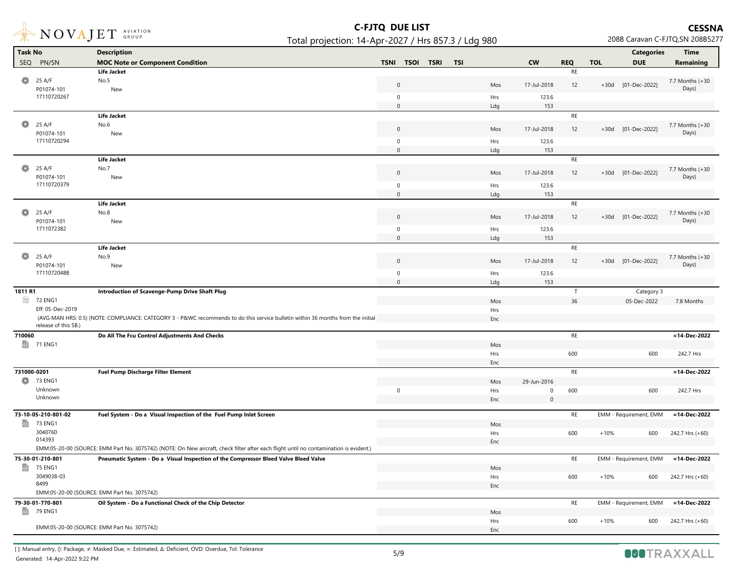| Task No / SEQ PN/SN | Description / MOC Note or Component Condition | TSNI | TSOI | TSRI | TSI | | CW | REQ | TOL | Categories / DUE | Time Remaining |
|---|---|---|---|---|---|---|---|---|---|---|---|
| | **Life Jacket** | | | | | | | RE | | | |
| 25 A/F | No.5 | 0 | | | | Mos | 17-Jul-2018 | 12 | +30d | [01-Dec-2022] | 7.7 Months (+30 Days) |
| P01074-101 | New | | | | | | | | | | |
| 17110720267 | | 0 | | | | Hrs | 123.6 | | | | |
| | | 0 | | | | Ldg | 153 | | | | |
| | **Life Jacket** | | | | | | | RE | | | |
| 25 A/F | No.6 | 0 | | | | Mos | 17-Jul-2018 | 12 | +30d | [01-Dec-2022] | 7.7 Months (+30 Days) |
| P01074-101 | New | | | | | | | | | | |
| 17110720294 | | 0 | | | | Hrs | 123.6 | | | | |
| | | 0 | | | | Ldg | 153 | | | | |
| | **Life Jacket** | | | | | | | RE | | | |
| 25 A/F | No.7 | 0 | | | | Mos | 17-Jul-2018 | 12 | +30d | [01-Dec-2022] | 7.7 Months (+30 Days) |
| P01074-101 | New | | | | | | | | | | |
| 17110720379 | | 0 | | | | Hrs | 123.6 | | | | |
| | | 0 | | | | Ldg | 153 | | | | |
| | **Life Jacket** | | | | | | | RE | | | |
| 25 A/F | No.8 | 0 | | | | Mos | 17-Jul-2018 | 12 | +30d | [01-Dec-2022] | 7.7 Months (+30 Days) |
| P01074-101 | New | | | | | | | | | | |
| 1711072382 | | 0 | | | | Hrs | 123.6 | | | | |
| | | 0 | | | | Ldg | 153 | | | | |
| | **Life Jacket** | | | | | | | RE | | | |
| 25 A/F | No.9 | 0 | | | | Mos | 17-Jul-2018 | 12 | +30d | [01-Dec-2022] | 7.7 Months (+30 Days) |
| P01074-101 | New | | | | | | | | | | |
| 17110720488 | | 0 | | | | Hrs | 123.6 | | | | |
| | | 0 | | | | Ldg | 153 | | | | |
| **1811 R1** | **Introduction of Scavenge-Pump Drive Shaft Plug** | | | | | | | T | | Category 3 | |
| 72 ENG1 | | | | | | Mos | | 36 | | 05-Dec-2022 | 7.8 Months |
| Eff: 05-Dec-2019 | | | | | | Hrs | | | | | |
| (AVG MAN HRS: 0.5) (NOTE: COMPLIANCE: CATEGORY 3 - P&WC recommends to do this service bulletin within 36 months from the initial release of this SB.) | | | | | | Enc | | | | | |
| **710060** | **Do All The Fcu Control Adjustments And Checks** | | | | | | | RE | | | **≈14-Dec-2022** |
| 71 ENG1 | | | | | | Mos | | | | | |
| | | | | | | Hrs | | 600 | | 600 | 242.7 Hrs |
| | | | | | | Enc | | | | | |
| **731000-0201** | **Fuel Pump Discharge Filter Element** | | | | | | | RE | | | **≈14-Dec-2022** |
| 73 ENG1 | | | | | | Mos | 29-Jun-2016 | | | | |
| Unknown | | 0 | | | | Hrs | 0 | 600 | | 600 | 242.7 Hrs |
| Unknown | | | | | | Enc | 0 | | | | |
| **73-10-05-210-801-02** | **Fuel System - Do a Visual Inspection of the Fuel Pump Inlet Screen** | | | | | | | RE | EMM - Requirement, EMM | | **≈14-Dec-2022** |
| 73 ENG1 | | | | | | Mos | | | | | |
| 3040760 | | | | | | Hrs | | 600 | +10% | 600 | 242.7 Hrs (+60) |
| 014393 | | | | | | Enc | | | | | |
| EMM:05-20-00 (SOURCE: EMM Part No. 3075742) (NOTE: On New aircraft, check filter after each flight until no contamination is evident.) | | | | | | | | | | | |
| **75-30-01-210-801** | **Pneumatic System - Do a Visual Inspection of the Compressor Bleed Valve Bleed Valve** | | | | | | | RE | EMM - Requirement, EMM | | **≈14-Dec-2022** |
| 75 ENG1 | | | | | | Mos | | | | | |
| 3049038-03 | | | | | | Hrs | | 600 | +10% | 600 | 242.7 Hrs (+60) |
| 8499 | | | | | | Enc | | | | | |
| EMM:05-20-00 (SOURCE: EMM Part No. 3075742) | | | | | | | | | | | |
| **79-30-01-770-801** | **Oil System - Do a Functional Check of the Chip Detector** | | | | | | | RE | EMM - Requirement, EMM | | **≈14-Dec-2022** |
| 79 ENG1 | | | | | | Mos | | | | | |
| | | | | | | Hrs | | 600 | +10% | 600 | 242.7 Hrs (+60) |
| EMM:05-20-00 (SOURCE: EMM Part No. 3075742) | | | | | | Enc | | | | | |

[ ]: Manual entry, (): Package, ≠: Masked Due, ≈: Estimated, Δ: Deficient, OVD: Overdue, Tol: Tolerance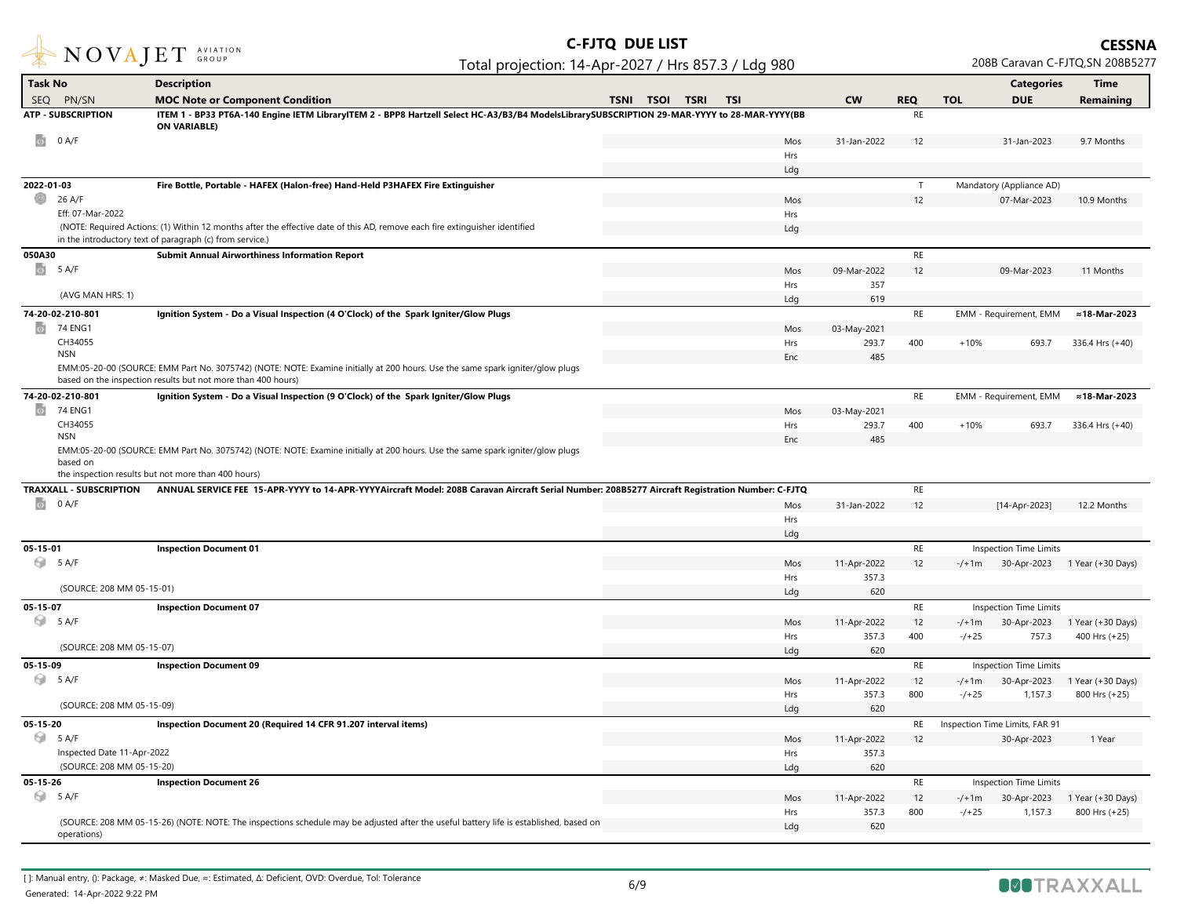# C-FJTQ DUE LIST

Total projection: 14-Apr-2027 / Hrs 857.3 / Ldg 980

**CESSNA**
208B Caravan C-FJTQ,SN 208B5277

| Task No / SEQ PN/SN | Description / MOC Note or Component Condition | TSNI | TSOI | TSRI | TSI | | CW | REQ | TOL | Categories / DUE | Time Remaining |
|---|---|---|---|---|---|---|---|---|---|---|---|
| **ATP - SUBSCRIPTION** | **ITEM 1 - BP33 PT6A-140 Engine IETM LibraryITEM 2 - BPP8 Hartzell Select HC-A3/B3/B4 ModelsLibrarySUBSCRIPTION 29-MAR-YYYY to 28-MAR-YYYY(BB ON VARIABLE)** | | | | | | | RE | | | |
| 0 A/F | | | | | | Mos | 31-Jan-2022 | 12 | | 31-Jan-2023 | 9.7 Months |
| | | | | | | Hrs | | | | | |
| | | | | | | Ldg | | | | | |
| **2022-01-03** | **Fire Bottle, Portable - HAFEX (Halon-free) Hand-Held P3HAFEX Fire Extinguisher** | | | | | | | T | | Mandatory (Appliance AD) | |
| 26 A/F | | | | | | Mos | | 12 | | 07-Mar-2023 | 10.9 Months |
| Eff: 07-Mar-2022 | | | | | | Hrs | | | | | |
| (NOTE: Required Actions: (1) Within 12 months after the effective date of this AD, remove each fire extinguisher identified in the introductory text of paragraph (c) from service.) | | | | | | Ldg | | | | | |
| **050A30** | **Submit Annual Airworthiness Information Report** | | | | | | | RE | | | |
| 5 A/F | | | | | | Mos | 09-Mar-2022 | 12 | | 09-Mar-2023 | 11 Months |
| | | | | | | Hrs | 357 | | | | |
| (AVG MAN HRS: 1) | | | | | | Ldg | 619 | | | | |
| **74-20-02-210-801** | **Ignition System - Do a Visual Inspection (4 O'Clock) of the Spark Igniter/Glow Plugs** | | | | | | | RE | | EMM - Requirement, EMM | ≈18-Mar-2023 |
| 74 ENG1 | | | | | | Mos | 03-May-2021 | | | | |
| CH34055 | | | | | | Hrs | 293.7 | 400 | +10% | 693.7 | 336.4 Hrs (+40) |
| NSN | | | | | | Enc | 485 | | | | |
| EMM:05-20-00 (SOURCE: EMM Part No. 3075742) (NOTE: NOTE: Examine initially at 200 hours. Use the same spark igniter/glow plugs based on the inspection results but not more than 400 hours) | | | | | | | | | | | |
| **74-20-02-210-801** | **Ignition System - Do a Visual Inspection (9 O'Clock) of the Spark Igniter/Glow Plugs** | | | | | | | RE | | EMM - Requirement, EMM | ≈18-Mar-2023 |
| 74 ENG1 | | | | | | Mos | 03-May-2021 | | | | |
| CH34055 | | | | | | Hrs | 293.7 | 400 | +10% | 693.7 | 336.4 Hrs (+40) |
| NSN | | | | | | Enc | 485 | | | | |
| EMM:05-20-00 (SOURCE: EMM Part No. 3075742) (NOTE: NOTE: Examine initially at 200 hours. Use the same spark igniter/glow plugs based on the inspection results but not more than 400 hours) | | | | | | | | | | | |
| **TRAXXALL - SUBSCRIPTION** | **ANNUAL SERVICE FEE 15-APR-YYYY to 14-APR-YYYYAircraft Model: 208B Caravan Aircraft Serial Number: 208B5277 Aircraft Registration Number: C-FJTQ** | | | | | | | RE | | | |
| 0 A/F | | | | | | Mos | 31-Jan-2022 | 12 | | [14-Apr-2023] | 12.2 Months |
| | | | | | | Hrs | | | | | |
| | | | | | | Ldg | | | | | |
| **05-15-01** | **Inspection Document 01** | | | | | | | RE | | Inspection Time Limits | |
| 5 A/F | | | | | | Mos | 11-Apr-2022 | 12 | -/+1m | 30-Apr-2023 | 1 Year (+30 Days) |
| | | | | | | Hrs | 357.3 | | | | |
| (SOURCE: 208 MM 05-15-01) | | | | | | Ldg | 620 | | | | |
| **05-15-07** | **Inspection Document 07** | | | | | | | RE | | Inspection Time Limits | |
| 5 A/F | | | | | | Mos | 11-Apr-2022 | 12 | -/+1m | 30-Apr-2023 | 1 Year (+30 Days) |
| | | | | | | Hrs | 357.3 | 400 | -/+25 | 757.3 | 400 Hrs (+25) |
| (SOURCE: 208 MM 05-15-07) | | | | | | Ldg | 620 | | | | |
| **05-15-09** | **Inspection Document 09** | | | | | | | RE | | Inspection Time Limits | |
| 5 A/F | | | | | | Mos | 11-Apr-2022 | 12 | -/+1m | 30-Apr-2023 | 1 Year (+30 Days) |
| | | | | | | Hrs | 357.3 | 800 | -/+25 | 1,157.3 | 800 Hrs (+25) |
| (SOURCE: 208 MM 05-15-09) | | | | | | Ldg | 620 | | | | |
| **05-15-20** | **Inspection Document 20 (Required 14 CFR 91.207 interval items)** | | | | | | | RE | | Inspection Time Limits, FAR 91 | |
| 5 A/F | | | | | | Mos | 11-Apr-2022 | 12 | | 30-Apr-2023 | 1 Year |
| Inspected Date 11-Apr-2022 | | | | | | Hrs | 357.3 | | | | |
| (SOURCE: 208 MM 05-15-20) | | | | | | Ldg | 620 | | | | |
| **05-15-26** | **Inspection Document 26** | | | | | | | RE | | Inspection Time Limits | |
| 5 A/F | | | | | | Mos | 11-Apr-2022 | 12 | -/+1m | 30-Apr-2023 | 1 Year (+30 Days) |
| | | | | | | Hrs | 357.3 | 800 | -/+25 | 1,157.3 | 800 Hrs (+25) |
| (SOURCE: 208 MM 05-15-26) (NOTE: NOTE: The inspections schedule may be adjusted after the useful battery life is established, based on operations) | | | | | | Ldg | 620 | | | | |

[ ]: Manual entry, (): Package, ≠: Masked Due, ≈: Estimated, Δ: Deficient, OVD: Overdue, Tol: Tolerance

Generated: 14-Apr-2022 9:22 PM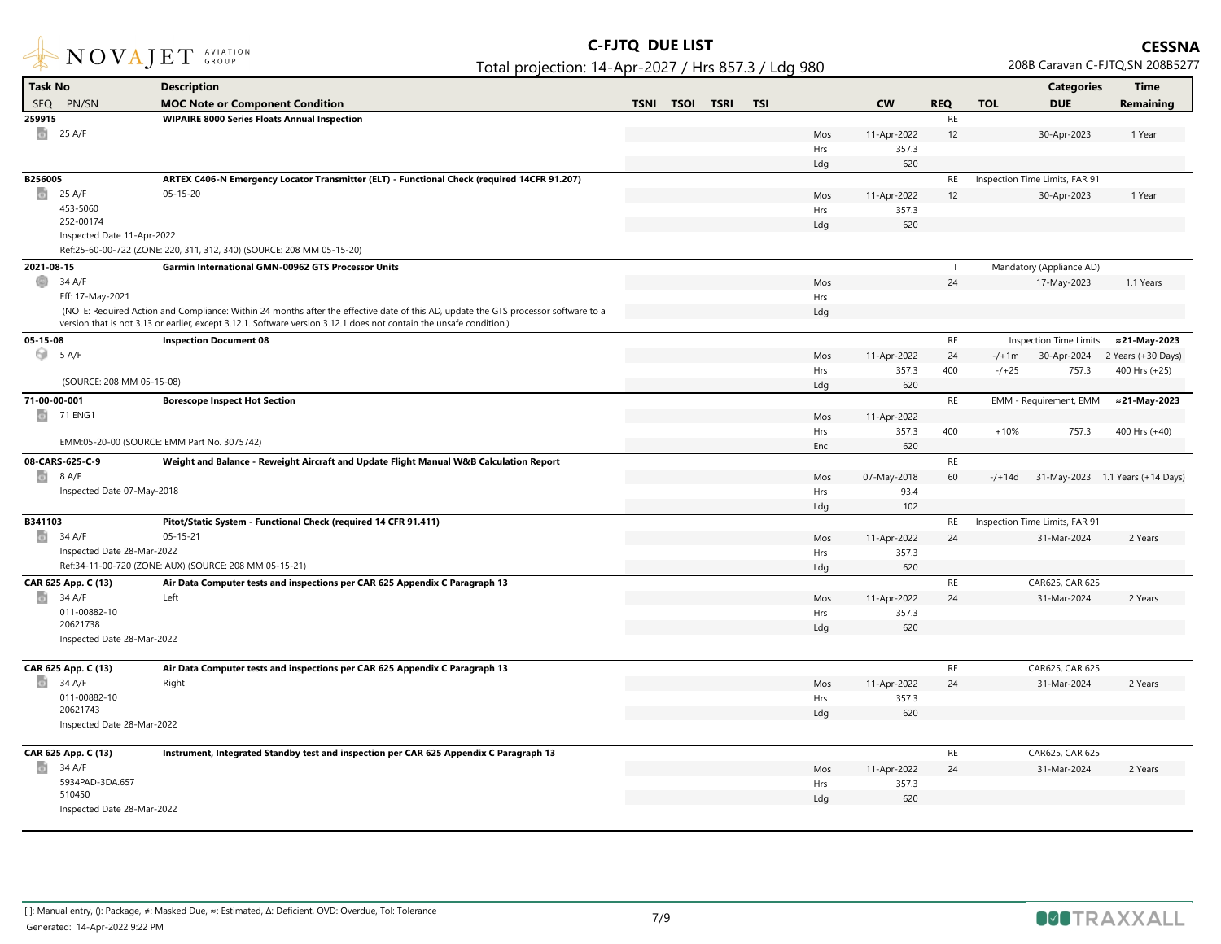# C-FJTQ DUE LIST

Total projection: 14-Apr-2027 / Hrs 857.3 / Ldg 980

**CESSNA**
208B Caravan C-FJTQ,SN 208B5277

| Task No / SEQ PN/SN | Description / MOC Note or Component Condition | TSNI | TSOI | TSRI | TSI | | CW | REQ | TOL | Categories / DUE | Time Remaining |
|---|---|---|---|---|---|---|---|---|---|---|---|
| **259915** | **WIPAIRE 8000 Series Floats Annual Inspection** | | | | | | | RE | | | |
| 25 A/F | | | | | | Mos | 11-Apr-2022 | 12 | | 30-Apr-2023 | 1 Year |
| | | | | | | Hrs | 357.3 | | | | |
| | | | | | | Ldg | 620 | | | | |
| **B256005** | **ARTEX C406-N Emergency Locator Transmitter (ELT) - Functional Check (required 14CFR 91.207)** | | | | | | | RE | | Inspection Time Limits, FAR 91 | |
| 25 A/F | 05-15-20 | | | | | Mos | 11-Apr-2022 | 12 | | 30-Apr-2023 | 1 Year |
| 453-5060 | | | | | | Hrs | 357.3 | | | | |
| 252-00174 | | | | | | Ldg | 620 | | | | |
| Inspected Date 11-Apr-2022 | | | | | | | | | | | |
| Ref:25-60-00-722 (ZONE: 220, 311, 312, 340) (SOURCE: 208 MM 05-15-20) | | | | | | | | | | | |
| **2021-08-15** | **Garmin International GMN-00962 GTS Processor Units** | | | | | | | T | | Mandatory (Appliance AD) | |
| 34 A/F | | | | | | Mos | | 24 | | 17-May-2023 | 1.1 Years |
| Eff: 17-May-2021 | | | | | | Hrs | | | | | |
| (NOTE: Required Action and Compliance: Within 24 months after the effective date of this AD, update the GTS processor software to a version that is not 3.13 or earlier, except 3.12.1. Software version 3.12.1 does not contain the unsafe condition.) | | | | | | Ldg | | | | | |
| **05-15-08** | **Inspection Document 08** | | | | | | | RE | | Inspection Time Limits | ≈21-May-2023 |
| 5 A/F | | | | | | Mos | 11-Apr-2022 | 24 | -/+1m | 30-Apr-2024 | 2 Years (+30 Days) |
| | | | | | | Hrs | 357.3 | 400 | -/+25 | 757.3 | 400 Hrs (+25) |
| (SOURCE: 208 MM 05-15-08) | | | | | | Ldg | 620 | | | | |
| **71-00-00-001** | **Borescope Inspect Hot Section** | | | | | | | RE | | EMM - Requirement, EMM | ≈21-May-2023 |
| 71 ENG1 | | | | | | Mos | 11-Apr-2022 | | | | |
| | | | | | | Hrs | 357.3 | 400 | +10% | 757.3 | 400 Hrs (+40) |
| EMM:05-20-00 (SOURCE: EMM Part No. 3075742) | | | | | | Enc | 620 | | | | |
| **08-CARS-625-C-9** | **Weight and Balance - Reweight Aircraft and Update Flight Manual W&B Calculation Report** | | | | | | | RE | | | |
| 8 A/F | | | | | | Mos | 07-May-2018 | 60 | -/+14d | 31-May-2023 | 1.1 Years (+14 Days) |
| Inspected Date 07-May-2018 | | | | | | Hrs | 93.4 | | | | |
| | | | | | | Ldg | 102 | | | | |
| **B341103** | **Pitot/Static System - Functional Check (required 14 CFR 91.411)** | | | | | | | RE | | Inspection Time Limits, FAR 91 | |
| 34 A/F | 05-15-21 | | | | | Mos | 11-Apr-2022 | 24 | | 31-Mar-2024 | 2 Years |
| Inspected Date 28-Mar-2022 | | | | | | Hrs | 357.3 | | | | |
| Ref:34-11-00-720 (ZONE: AUX) (SOURCE: 208 MM 05-15-21) | | | | | | Ldg | 620 | | | | |
| **CAR 625 App. C (13)** | **Air Data Computer tests and inspections per CAR 625 Appendix C Paragraph 13** | | | | | | | RE | | CAR625, CAR 625 | |
| 34 A/F | Left | | | | | Mos | 11-Apr-2022 | 24 | | 31-Mar-2024 | 2 Years |
| 011-00882-10 | | | | | | Hrs | 357.3 | | | | |
| 20621738 | | | | | | Ldg | 620 | | | | |
| Inspected Date 28-Mar-2022 | | | | | | | | | | | |
| **CAR 625 App. C (13)** | **Air Data Computer tests and inspections per CAR 625 Appendix C Paragraph 13** | | | | | | | RE | | CAR625, CAR 625 | |
| 34 A/F | Right | | | | | Mos | 11-Apr-2022 | 24 | | 31-Mar-2024 | 2 Years |
| 011-00882-10 | | | | | | Hrs | 357.3 | | | | |
| 20621743 | | | | | | Ldg | 620 | | | | |
| Inspected Date 28-Mar-2022 | | | | | | | | | | | |
| **CAR 625 App. C (13)** | **Instrument, Integrated Standby test and inspection per CAR 625 Appendix C Paragraph 13** | | | | | | | RE | | CAR625, CAR 625 | |
| 34 A/F | | | | | | Mos | 11-Apr-2022 | 24 | | 31-Mar-2024 | 2 Years |
| 5934PAD-3DA.657 | | | | | | Hrs | 357.3 | | | | |
| 510450 | | | | | | Ldg | 620 | | | | |
| Inspected Date 28-Mar-2022 | | | | | | | | | | | |

[ ]: Manual entry, (): Package, ≠: Masked Due, ≈: Estimated, Δ: Deficient, OVD: Overdue, Tol: Tolerance

Generated: 14-Apr-2022 9:22 PM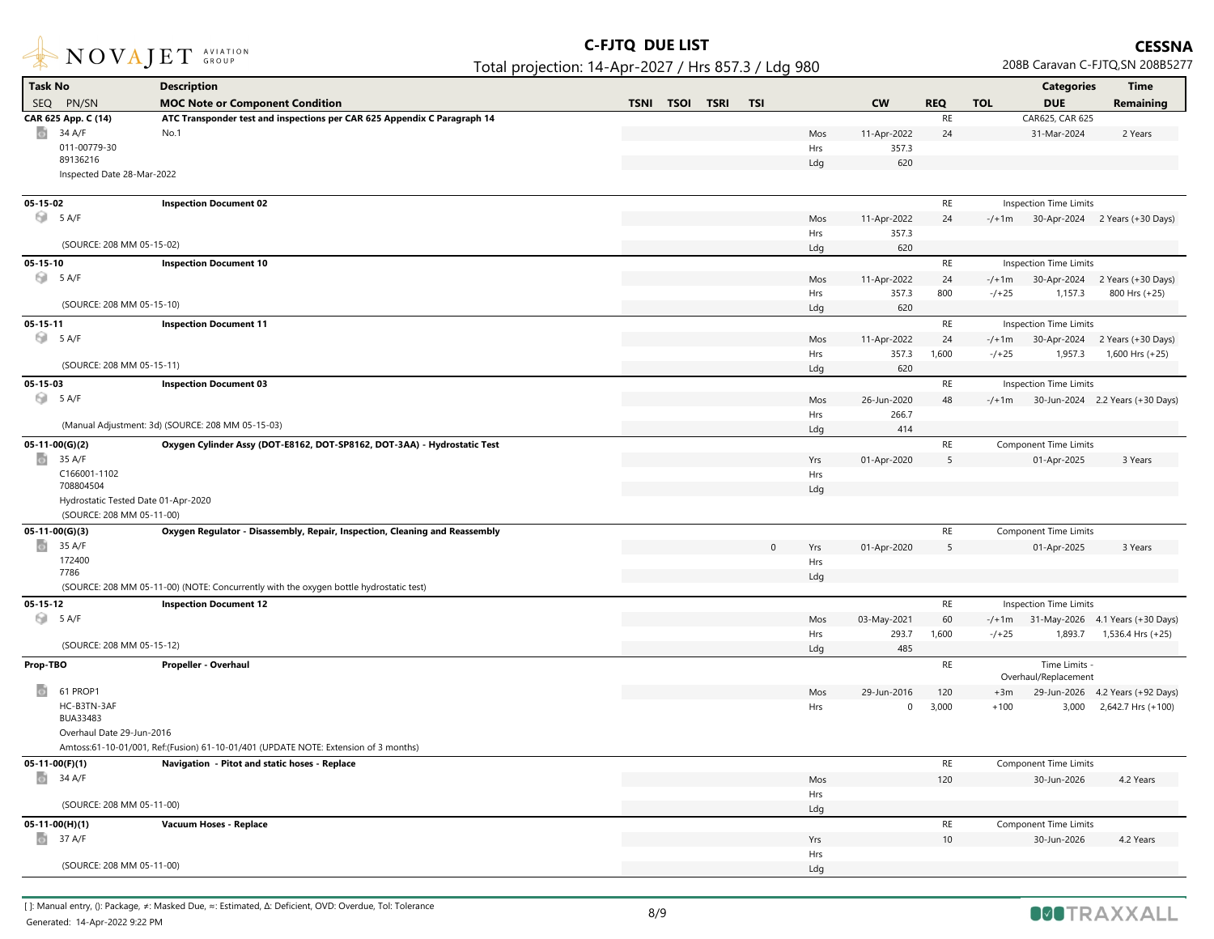# C-FJTQ DUE LIST

Total projection: 14-Apr-2027 / Hrs 857.3 / Ldg 980

**CESSNA** 208B Caravan C-FJTQ,SN 208B5277

| Task No / SEQ PN/SN | Description / MOC Note or Component Condition | TSNI | TSOI | TSRI | TSI | | CW | REQ | TOL | Categories / DUE | Time Remaining |
|---|---|---|---|---|---|---|---|---|---|---|---|
| **CAR 625 App. C (14)** | **ATC Transponder test and inspections per CAR 625 Appendix C Paragraph 14** | | | | | | | RE | | CAR625, CAR 625 | |
| 34 A/F | No.1 | | | | | Mos | 11-Apr-2022 | 24 | | 31-Mar-2024 | 2 Years |
| 011-00779-30 | | | | | | Hrs | 357.3 | | | | |
| 89136216 | | | | | | Ldg | 620 | | | | |
| Inspected Date 28-Mar-2022 | | | | | | | | | | | |
| **05-15-02** | **Inspection Document 02** | | | | | | | RE | | Inspection Time Limits | |
| 5 A/F | | | | | | Mos | 11-Apr-2022 | 24 | -/+1m | 30-Apr-2024 | 2 Years (+30 Days) |
| | | | | | | Hrs | 357.3 | | | | |
| (SOURCE: 208 MM 05-15-02) | | | | | | Ldg | 620 | | | | |
| **05-15-10** | **Inspection Document 10** | | | | | | | RE | | Inspection Time Limits | |
| 5 A/F | | | | | | Mos | 11-Apr-2022 | 24 | -/+1m | 30-Apr-2024 | 2 Years (+30 Days) |
| | | | | | | Hrs | 357.3 | 800 | -/+25 | 1,157.3 | 800 Hrs (+25) |
| (SOURCE: 208 MM 05-15-10) | | | | | | Ldg | 620 | | | | |
| **05-15-11** | **Inspection Document 11** | | | | | | | RE | | Inspection Time Limits | |
| 5 A/F | | | | | | Mos | 11-Apr-2022 | 24 | -/+1m | 30-Apr-2024 | 2 Years (+30 Days) |
| | | | | | | Hrs | 357.3 | 1,600 | -/+25 | 1,957.3 | 1,600 Hrs (+25) |
| (SOURCE: 208 MM 05-15-11) | | | | | | Ldg | 620 | | | | |
| **05-15-03** | **Inspection Document 03** | | | | | | | RE | | Inspection Time Limits | |
| 5 A/F | | | | | | Mos | 26-Jun-2020 | 48 | -/+1m | 30-Jun-2024 | 2.2 Years (+30 Days) |
| | | | | | | Hrs | 266.7 | | | | |
| (Manual Adjustment: 3d) (SOURCE: 208 MM 05-15-03) | | | | | | Ldg | 414 | | | | |
| **05-11-00(G)(2)** | **Oxygen Cylinder Assy (DOT-E8162, DOT-SP8162, DOT-3AA) - Hydrostatic Test** | | | | | | | RE | | Component Time Limits | |
| 35 A/F | | | | | | Yrs | 01-Apr-2020 | 5 | | 01-Apr-2025 | 3 Years |
| C166001-1102 | | | | | | Hrs | | | | | |
| 708804504 | | | | | | Ldg | | | | | |
| Hydrostatic Tested Date 01-Apr-2020 | | | | | | | | | | | |
| (SOURCE: 208 MM 05-11-00) | | | | | | | | | | | |
| **05-11-00(G)(3)** | **Oxygen Regulator - Disassembly, Repair, Inspection, Cleaning and Reassembly** | | | | | | | RE | | Component Time Limits | |
| 35 A/F | | | | | 0 | Yrs | 01-Apr-2020 | 5 | | 01-Apr-2025 | 3 Years |
| 172400 | | | | | | Hrs | | | | | |
| 7786 | | | | | | Ldg | | | | | |
| (SOURCE: 208 MM 05-11-00) (NOTE: Concurrently with the oxygen bottle hydrostatic test) | | | | | | | | | | | |
| **05-15-12** | **Inspection Document 12** | | | | | | | RE | | Inspection Time Limits | |
| 5 A/F | | | | | | Mos | 03-May-2021 | 60 | -/+1m | 31-May-2026 | 4.1 Years (+30 Days) |
| | | | | | | Hrs | 293.7 | 1,600 | -/+25 | 1,893.7 | 1,536.4 Hrs (+25) |
| (SOURCE: 208 MM 05-15-12) | | | | | | Ldg | 485 | | | | |
| **Prop-TBO** | **Propeller - Overhaul** | | | | | | | RE | | Time Limits - Overhaul/Replacement | |
| 61 PROP1 | | | | | | Mos | 29-Jun-2016 | 120 | +3m | 29-Jun-2026 | 4.2 Years (+92 Days) |
| HC-B3TN-3AF | | | | | | Hrs | 0 | 3,000 | +100 | 3,000 | 2,642.7 Hrs (+100) |
| BUA33483 | | | | | | | | | | | |
| Overhaul Date 29-Jun-2016 | | | | | | | | | | | |
| Amtoss:61-10-01/001, Ref:(Fusion) 61-10-01/401 (UPDATE NOTE: Extension of 3 months) | | | | | | | | | | | |
| **05-11-00(F)(1)** | **Navigation - Pitot and static hoses - Replace** | | | | | | | RE | | Component Time Limits | |
| 34 A/F | | | | | | Mos | | 120 | | 30-Jun-2026 | 4.2 Years |
| | | | | | | Hrs | | | | | |
| (SOURCE: 208 MM 05-11-00) | | | | | | Ldg | | | | | |
| **05-11-00(H)(1)** | **Vacuum Hoses - Replace** | | | | | | | RE | | Component Time Limits | |
| 37 A/F | | | | | | Yrs | | 10 | | 30-Jun-2026 | 4.2 Years |
| | | | | | | Hrs | | | | | |
| (SOURCE: 208 MM 05-11-00) | | | | | | Ldg | | | | | |

[ ]: Manual entry, (): Package, ≠: Masked Due, ≈: Estimated, Δ: Deficient, OVD: Overdue, Tol: Tolerance

Generated: 14-Apr-2022 9:22 PM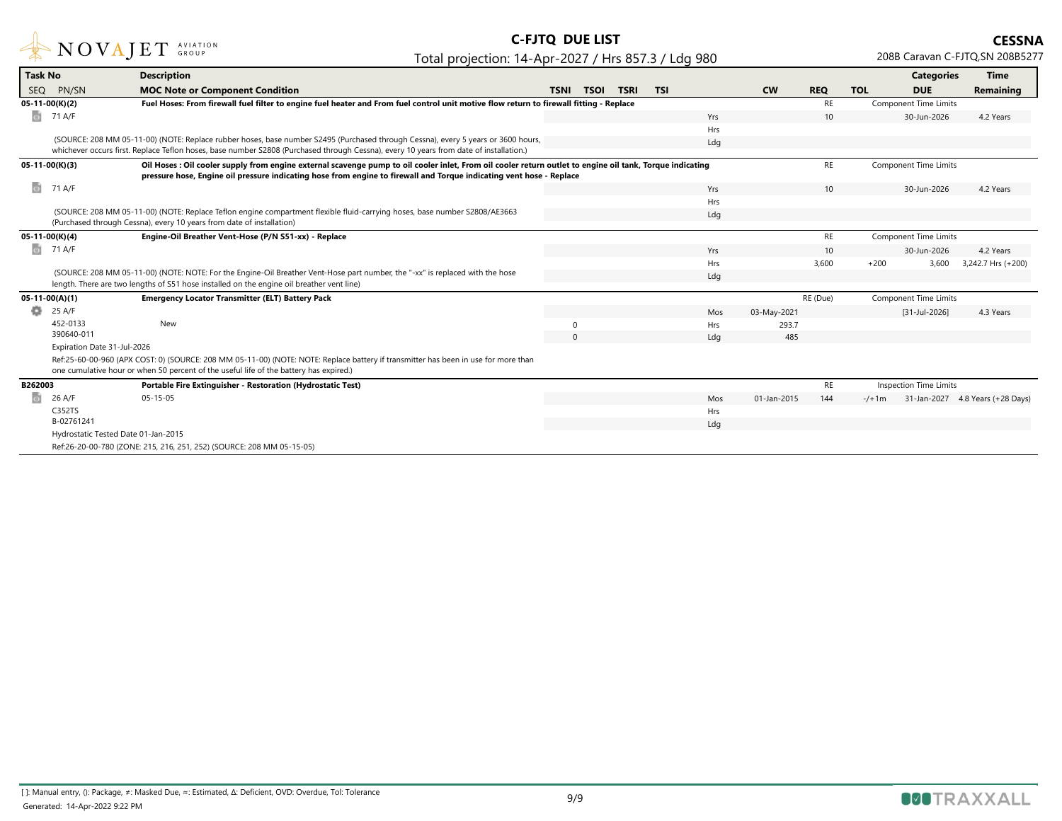# C-FJTQ DUE LIST

**CESSNA**

Total projection: 14-Apr-2027 / Hrs 857.3 / Ldg 980

208B Caravan C-FJTQ,SN 208B5277

| Task No / SEQ PN/SN | Description / MOC Note or Component Condition | TSNI | TSOI | TSRI | TSI | | CW | REQ | TOL | Categories / DUE | Time Remaining |
|---|---|---|---|---|---|---|---|---|---|---|---|
| **05-11-00(K)(2)** | **Fuel Hoses: From firewall fuel filter to engine fuel heater and From fuel control unit motive flow return to firewall fitting - Replace** | | | | | | | RE | | Component Time Limits | |
| 71 A/F | | | | | | Yrs | | 10 | | 30-Jun-2026 | 4.2 Years |
| | | | | | | Hrs | | | | | |
| | (SOURCE: 208 MM 05-11-00) (NOTE: Replace rubber hoses, base number S2495 (Purchased through Cessna), every 5 years or 3600 hours, whichever occurs first. Replace Teflon hoses, base number S2808 (Purchased through Cessna), every 10 years from date of installation.) | | | | | Ldg | | | | | |
| **05-11-00(K)(3)** | **Oil Hoses : Oil cooler supply from engine external scavenge pump to oil cooler inlet, From oil cooler return outlet to engine oil tank, Torque indicating pressure hose, Engine oil pressure indicating hose from engine to firewall and Torque indicating vent hose - Replace** | | | | | | | RE | | Component Time Limits | |
| 71 A/F | | | | | | Yrs | | 10 | | 30-Jun-2026 | 4.2 Years |
| | | | | | | Hrs | | | | | |
| | (SOURCE: 208 MM 05-11-00) (NOTE: Replace Teflon engine compartment flexible fluid-carrying hoses, base number S2808/AE3663 (Purchased through Cessna), every 10 years from date of installation) | | | | | Ldg | | | | | |
| **05-11-00(K)(4)** | **Engine-Oil Breather Vent-Hose (P/N S51-xx) - Replace** | | | | | | | RE | | Component Time Limits | |
| 71 A/F | | | | | | Yrs | | 10 | | 30-Jun-2026 | 4.2 Years |
| | | | | | | Hrs | | 3,600 | +200 | 3,600 | 3,242.7 Hrs (+200) |
| | (SOURCE: 208 MM 05-11-00) (NOTE: NOTE: For the Engine-Oil Breather Vent-Hose part number, the "-xx" is replaced with the hose length. There are two lengths of S51 hose installed on the engine oil breather vent line) | | | | | Ldg | | | | | |
| **05-11-00(A)(1)** | **Emergency Locator Transmitter (ELT) Battery Pack** | | | | | | | RE (Due) | | Component Time Limits | |
| 25 A/F | | | | | | Mos | 03-May-2021 | | | [31-Jul-2026] | 4.3 Years |
| 452-0133 | New | 0 | | | | Hrs | 293.7 | | | | |
| 390640-011 | | 0 | | | | Ldg | 485 | | | | |
| Expiration Date 31-Jul-2026 | | | | | | | | | | | |
| | Ref:25-60-00-960 (APX COST: 0) (SOURCE: 208 MM 05-11-00) (NOTE: NOTE: Replace battery if transmitter has been in use for more than one cumulative hour or when 50 percent of the useful life of the battery has expired.) | | | | | | | | | | |
| **B262003** | **Portable Fire Extinguisher - Restoration (Hydrostatic Test)** | | | | | | | RE | | Inspection Time Limits | |
| 26 A/F | 05-15-05 | | | | | Mos | 01-Jan-2015 | 144 | -/+1m | 31-Jan-2027 | 4.8 Years (+28 Days) |
| C352TS | | | | | | Hrs | | | | | |
| B-02761241 | | | | | | Ldg | | | | | |
| Hydrostatic Tested Date 01-Jan-2015 | | | | | | | | | | | |
| | Ref:26-20-00-780 (ZONE: 215, 216, 251, 252) (SOURCE: 208 MM 05-15-05) | | | | | | | | | | |

[ ]: Manual entry, (): Package, ≠: Masked Due, ≈: Estimated, Δ: Deficient, OVD: Overdue, Tol: Tolerance

Generated: 14-Apr-2022 9:22 PM